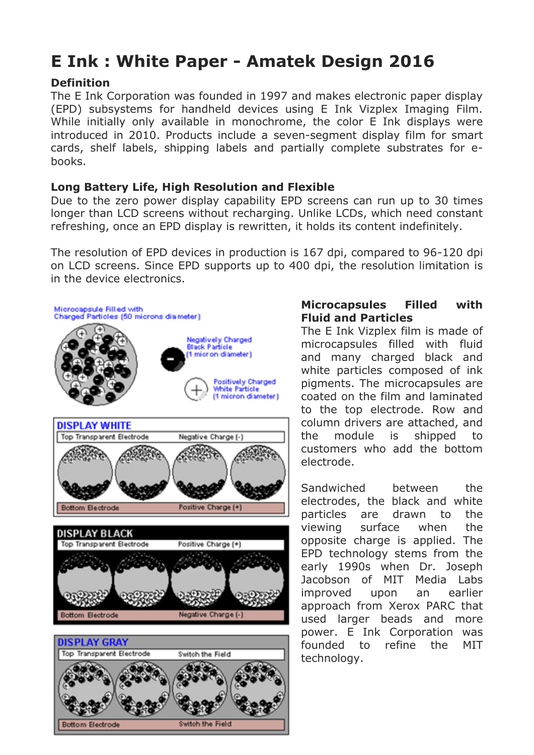# E Ink : White Paper - Amatek Design 2016

## Definition

The E Ink Corporation was founded in 1997 and makes electronic paper display (EPD) subsystems for handheld devices using E Ink Vizplex Imaging Film. While initially only available in monochrome, the color E Ink displays were introduced in 2010. Products include a seven-segment display film for smart cards, shelf labels, shipping labels and partially complete substrates for e-books.

## Long Battery Life, High Resolution and Flexible

Due to the zero power display capability EPD screens can run up to 30 times longer than LCD screens without recharging. Unlike LCDs, which need constant refreshing, once an EPD display is rewritten, it holds its content indefinitely.

The resolution of EPD devices in production is 167 dpi, compared to 96-120 dpi on LCD screens. Since EPD supports up to 400 dpi, the resolution limitation is in the device electronics.

## Microcapsules Filled with Fluid and Particles

The E Ink Vizplex film is made of microcapsules filled with fluid and many charged black and white particles composed of ink pigments. The microcapsules are coated on the film and laminated to the top electrode. Row and column drivers are attached, and the module is shipped to customers who add the bottom electrode.

Sandwiched between the electrodes, the black and white particles are drawn to the viewing surface when the opposite charge is applied. The EPD technology stems from the early 1990s when Dr. Joseph Jacobson of MIT Media Labs improved upon an earlier approach from Xerox PARC that used larger beads and more power. E Ink Corporation was founded to refine the MIT technology.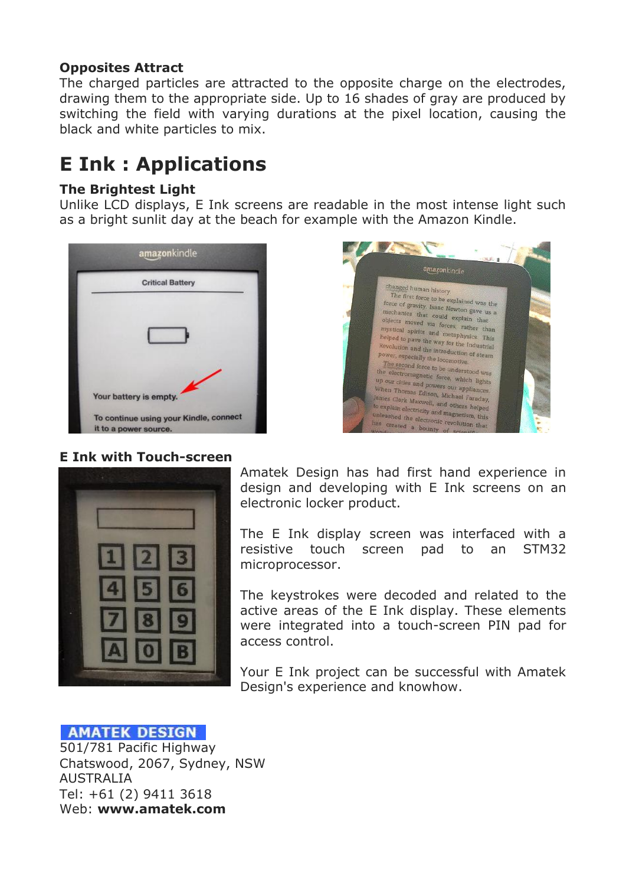**Opposites Attract**
The charged particles are attracted to the opposite charge on the electrodes, drawing them to the appropriate side. Up to 16 shades of gray are produced by switching the field with varying durations at the pixel location, causing the black and white particles to mix.

# E Ink : Applications

**The Brightest Light**
Unlike LCD displays, E Ink screens are readable in the most intense light such as a bright sunlit day at the beach for example with the Amazon Kindle.

**E Ink with Touch-screen**

Amatek Design has had first hand experience in design and developing with E Ink screens on an electronic locker product.

The E Ink display screen was interfaced with a resistive touch screen pad to an STM32 microprocessor.

The keystrokes were decoded and related to the active areas of the E Ink display. These elements were integrated into a touch-screen PIN pad for access control.

Your E Ink project can be successful with Amatek Design's experience and knowhow.

**AMATEK DESIGN**
501/781 Pacific Highway
Chatswood, 2067, Sydney, NSW
AUSTRALIA
Tel: +61 (2) 9411 3618
Web: **www.amatek.com**